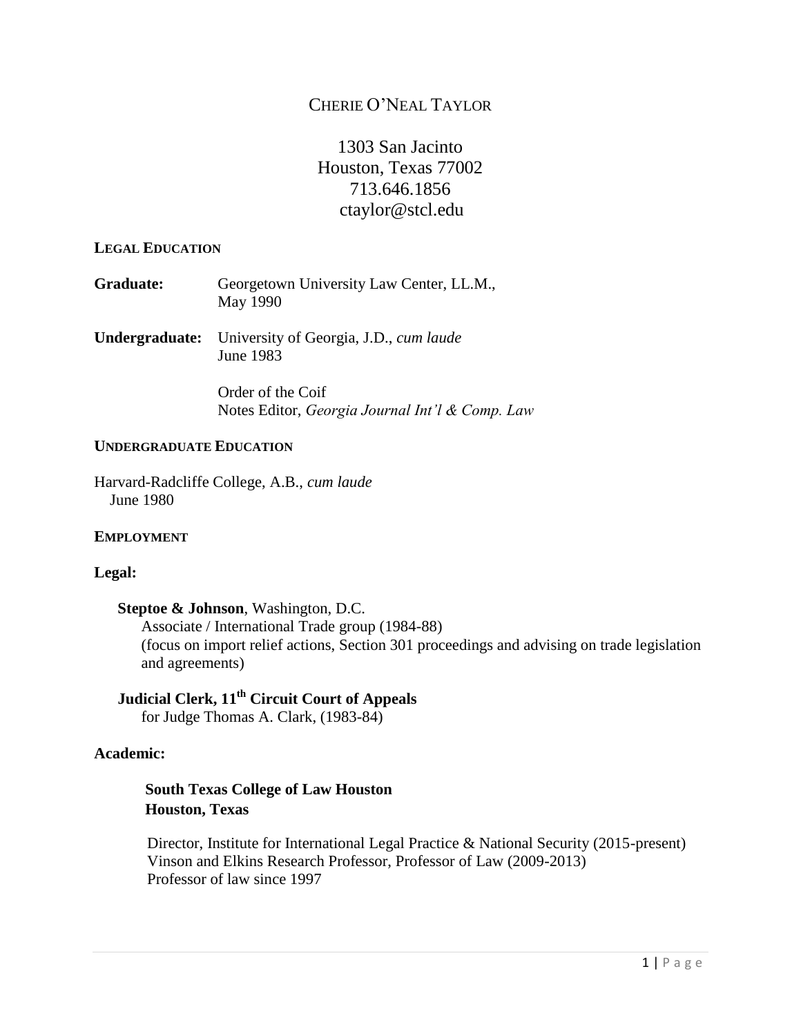# CHERIE O'NEAL TAYLOR

1303 San Jacinto
Houston, Texas 77002
713.646.1856
ctaylor@stcl.edu

## LEGAL EDUCATION

**Graduate:** Georgetown University Law Center, LL.M., May 1990

**Undergraduate:** University of Georgia, J.D., *cum laude*
June 1983

Order of the Coif
Notes Editor, *Georgia Journal Int'l & Comp. Law*

## UNDERGRADUATE EDUCATION

Harvard-Radcliffe College, A.B., *cum laude*
June 1980

## EMPLOYMENT

### Legal:

**Steptoe & Johnson**, Washington, D.C.
Associate / International Trade group (1984-88)
(focus on import relief actions, Section 301 proceedings and advising on trade legislation and agreements)

**Judicial Clerk, 11th Circuit Court of Appeals**
for Judge Thomas A. Clark, (1983-84)

### Academic:

**South Texas College of Law Houston**
**Houston, Texas**

Director, Institute for International Legal Practice & National Security (2015-present)
Vinson and Elkins Research Professor, Professor of Law (2009-2013)
Professor of law since 1997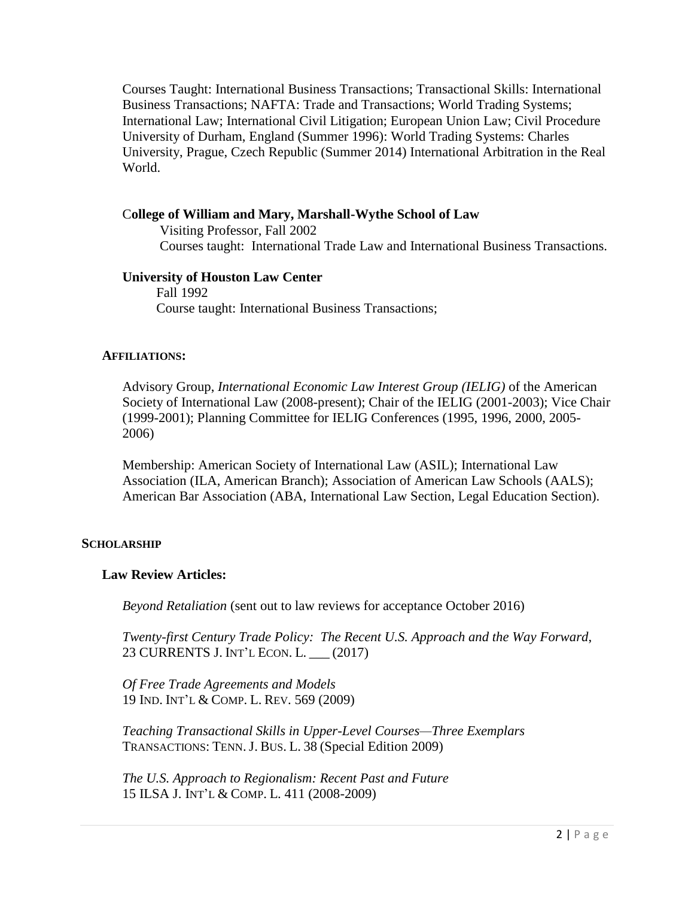Courses Taught: International Business Transactions; Transactional Skills: International Business Transactions; NAFTA: Trade and Transactions; World Trading Systems; International Law; International Civil Litigation; European Union Law; Civil Procedure University of Durham, England (Summer 1996): World Trading Systems: Charles University, Prague, Czech Republic (Summer 2014) International Arbitration in the Real World.

**College of William and Mary, Marshall-Wythe School of Law**
Visiting Professor, Fall 2002
Courses taught: International Trade Law and International Business Transactions.

**University of Houston Law Center**
Fall 1992
Course taught: International Business Transactions;

## AFFILIATIONS:

Advisory Group, *International Economic Law Interest Group (IELIG)* of the American Society of International Law (2008-present); Chair of the IELIG (2001-2003); Vice Chair (1999-2001); Planning Committee for IELIG Conferences (1995, 1996, 2000, 2005-2006)

Membership: American Society of International Law (ASIL); International Law Association (ILA, American Branch); Association of American Law Schools (AALS); American Bar Association (ABA, International Law Section, Legal Education Section).

## SCHOLARSHIP

### Law Review Articles:

*Beyond Retaliation* (sent out to law reviews for acceptance October 2016)

*Twenty-first Century Trade Policy: The Recent U.S. Approach and the Way Forward*, 23 CURRENTS J. INT'L ECON. L. ___ (2017)

*Of Free Trade Agreements and Models*
19 IND. INT'L & COMP. L. REV. 569 (2009)

*Teaching Transactional Skills in Upper-Level Courses—Three Exemplars*
TRANSACTIONS: TENN. J. BUS. L. 38 (Special Edition 2009)

*The U.S. Approach to Regionalism: Recent Past and Future*
15 ILSA J. INT'L & COMP. L. 411 (2008-2009)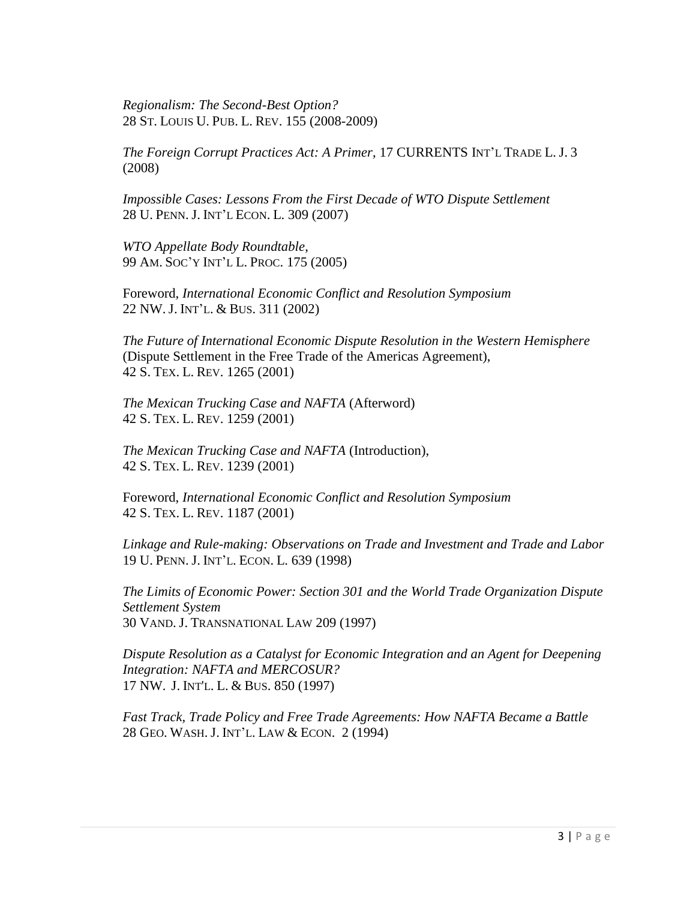*Regionalism: The Second-Best Option?*
28 ST. LOUIS U. PUB. L. REV. 155 (2008-2009)

*The Foreign Corrupt Practices Act: A Primer*, 17 CURRENTS INT'L TRADE L. J. 3 (2008)

*Impossible Cases: Lessons From the First Decade of WTO Dispute Settlement*
28 U. PENN. J. INT'L ECON. L. 309 (2007)

*WTO Appellate Body Roundtable*,
99 AM. SOC'Y INT'L L. PROC. 175 (2005)

Foreword, *International Economic Conflict and Resolution Symposium*
22 NW. J. INT'L. & BUS. 311 (2002)

*The Future of International Economic Dispute Resolution in the Western Hemisphere* (Dispute Settlement in the Free Trade of the Americas Agreement),
42 S. TEX. L. REV. 1265 (2001)

*The Mexican Trucking Case and NAFTA* (Afterword)
42 S. TEX. L. REV. 1259 (2001)

*The Mexican Trucking Case and NAFTA* (Introduction),
42 S. TEX. L. REV. 1239 (2001)

Foreword, *International Economic Conflict and Resolution Symposium*
42 S. TEX. L. REV. 1187 (2001)

*Linkage and Rule-making: Observations on Trade and Investment and Trade and Labor*
19 U. PENN. J. INT'L. ECON. L. 639 (1998)

*The Limits of Economic Power: Section 301 and the World Trade Organization Dispute Settlement System*
30 VAND. J. TRANSNATIONAL LAW 209 (1997)

*Dispute Resolution as a Catalyst for Economic Integration and an Agent for Deepening Integration: NAFTA and MERCOSUR?*
17 NW. J. INT'L. L. & BUS. 850 (1997)

*Fast Track, Trade Policy and Free Trade Agreements: How NAFTA Became a Battle*
28 GEO. WASH. J. INT'L. LAW & ECON. 2 (1994)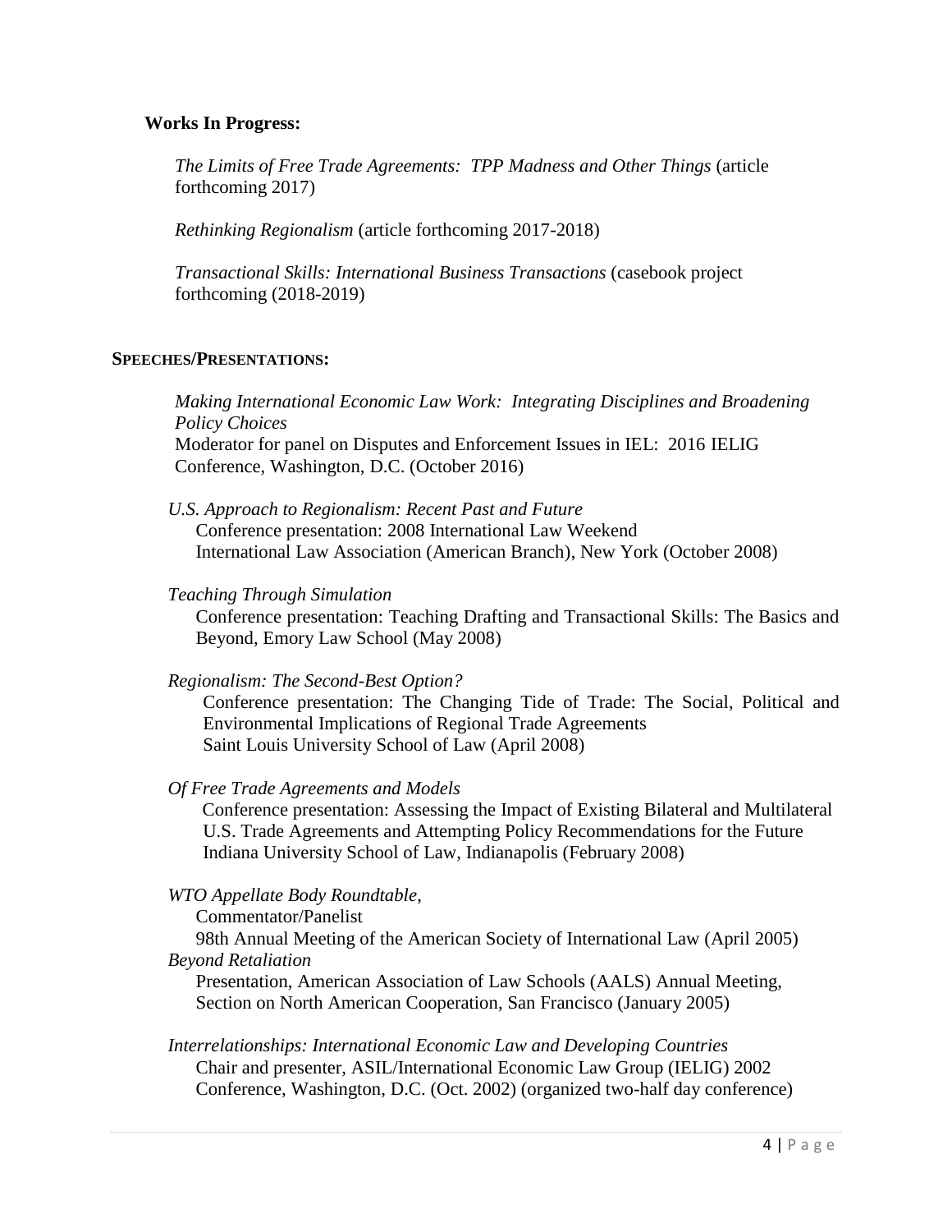**Works In Progress:**

*The Limits of Free Trade Agreements: TPP Madness and Other Things* (article forthcoming 2017)

*Rethinking Regionalism* (article forthcoming 2017-2018)

*Transactional Skills: International Business Transactions* (casebook project forthcoming (2018-2019)

**SPEECHES/PRESENTATIONS:**

*Making International Economic Law Work: Integrating Disciplines and Broadening Policy Choices*
Moderator for panel on Disputes and Enforcement Issues in IEL: 2016 IELIG Conference, Washington, D.C. (October 2016)

*U.S. Approach to Regionalism: Recent Past and Future*
Conference presentation: 2008 International Law Weekend
International Law Association (American Branch), New York (October 2008)

*Teaching Through Simulation*
Conference presentation: Teaching Drafting and Transactional Skills: The Basics and Beyond, Emory Law School (May 2008)

*Regionalism: The Second-Best Option?*
Conference presentation: The Changing Tide of Trade: The Social, Political and Environmental Implications of Regional Trade Agreements
Saint Louis University School of Law (April 2008)

*Of Free Trade Agreements and Models*
Conference presentation: Assessing the Impact of Existing Bilateral and Multilateral U.S. Trade Agreements and Attempting Policy Recommendations for the Future
Indiana University School of Law, Indianapolis (February 2008)

*WTO Appellate Body Roundtable*,
Commentator/Panelist
98th Annual Meeting of the American Society of International Law (April 2005)

*Beyond Retaliation*
Presentation, American Association of Law Schools (AALS) Annual Meeting, Section on North American Cooperation, San Francisco (January 2005)

*Interrelationships: International Economic Law and Developing Countries*
Chair and presenter, ASIL/International Economic Law Group (IELIG) 2002 Conference, Washington, D.C. (Oct. 2002) (organized two-half day conference)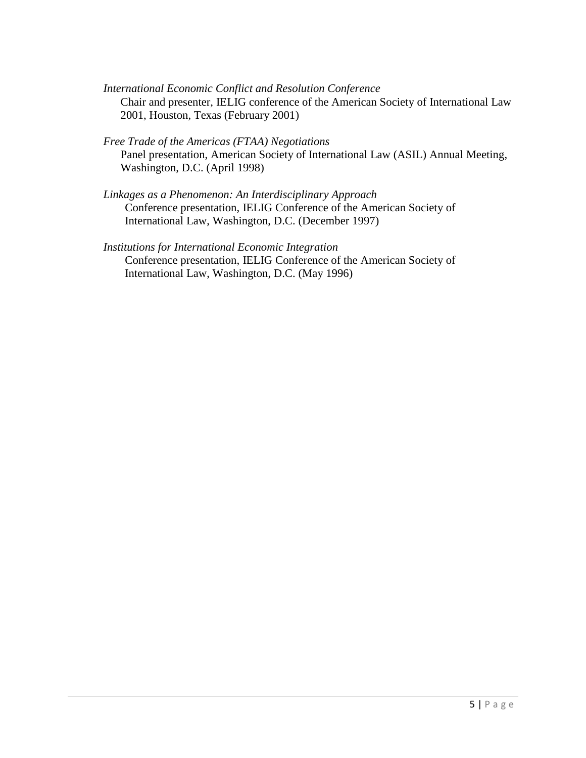*International Economic Conflict and Resolution Conference*
Chair and presenter, IELIG conference of the American Society of International Law 2001, Houston, Texas (February 2001)

*Free Trade of the Americas (FTAA) Negotiations*
Panel presentation, American Society of International Law (ASIL) Annual Meeting, Washington, D.C. (April 1998)

*Linkages as a Phenomenon: An Interdisciplinary Approach*
Conference presentation, IELIG Conference of the American Society of International Law, Washington, D.C. (December 1997)

*Institutions for International Economic Integration*
Conference presentation, IELIG Conference of the American Society of International Law, Washington, D.C. (May 1996)